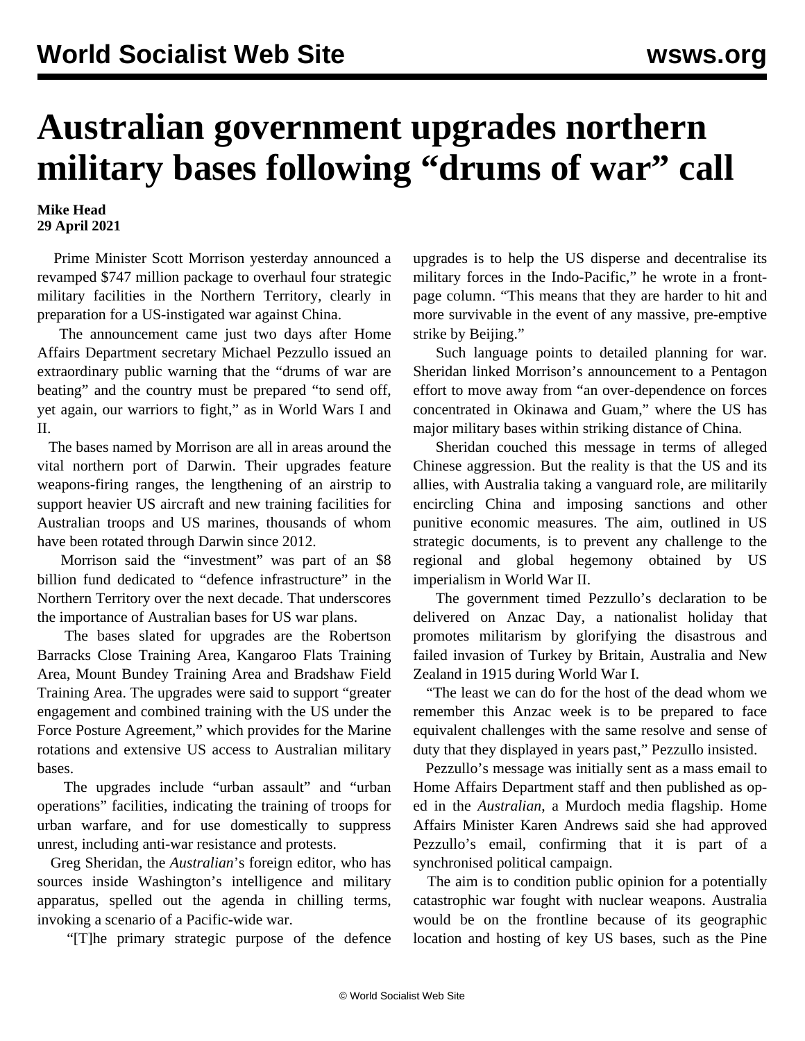# Australian government upgrades northern military bases following "drums of war" call

**Mike Head**
**29 April 2021**

Prime Minister Scott Morrison yesterday announced a revamped $747 million package to overhaul four strategic military facilities in the Northern Territory, clearly in preparation for a US-instigated war against China.

The announcement came just two days after Home Affairs Department secretary Michael Pezzullo issued an extraordinary public warning that the "drums of war are beating" and the country must be prepared "to send off, yet again, our warriors to fight," as in World Wars I and II.

The bases named by Morrison are all in areas around the vital northern port of Darwin. Their upgrades feature weapons-firing ranges, the lengthening of an airstrip to support heavier US aircraft and new training facilities for Australian troops and US marines, thousands of whom have been rotated through Darwin since 2012.

Morrison said the "investment" was part of an $8 billion fund dedicated to "defence infrastructure" in the Northern Territory over the next decade. That underscores the importance of Australian bases for US war plans.

The bases slated for upgrades are the Robertson Barracks Close Training Area, Kangaroo Flats Training Area, Mount Bundey Training Area and Bradshaw Field Training Area. The upgrades were said to support "greater engagement and combined training with the US under the Force Posture Agreement," which provides for the Marine rotations and extensive US access to Australian military bases.

The upgrades include "urban assault" and "urban operations" facilities, indicating the training of troops for urban warfare, and for use domestically to suppress unrest, including anti-war resistance and protests.

Greg Sheridan, the *Australian*'s foreign editor, who has sources inside Washington's intelligence and military apparatus, spelled out the agenda in chilling terms, invoking a scenario of a Pacific-wide war.

"[T]he primary strategic purpose of the defence upgrades is to help the US disperse and decentralise its military forces in the Indo-Pacific," he wrote in a front-page column. "This means that they are harder to hit and more survivable in the event of any massive, pre-emptive strike by Beijing."

Such language points to detailed planning for war. Sheridan linked Morrison's announcement to a Pentagon effort to move away from "an over-dependence on forces concentrated in Okinawa and Guam," where the US has major military bases within striking distance of China.

Sheridan couched this message in terms of alleged Chinese aggression. But the reality is that the US and its allies, with Australia taking a vanguard role, are militarily encircling China and imposing sanctions and other punitive economic measures. The aim, outlined in US strategic documents, is to prevent any challenge to the regional and global hegemony obtained by US imperialism in World War II.

The government timed Pezzullo's declaration to be delivered on Anzac Day, a nationalist holiday that promotes militarism by glorifying the disastrous and failed invasion of Turkey by Britain, Australia and New Zealand in 1915 during World War I.

"The least we can do for the host of the dead whom we remember this Anzac week is to be prepared to face equivalent challenges with the same resolve and sense of duty that they displayed in years past," Pezzullo insisted.

Pezzullo's message was initially sent as a mass email to Home Affairs Department staff and then published as op-ed in the *Australian*, a Murdoch media flagship. Home Affairs Minister Karen Andrews said she had approved Pezzullo's email, confirming that it is part of a synchronised political campaign.

The aim is to condition public opinion for a potentially catastrophic war fought with nuclear weapons. Australia would be on the frontline because of its geographic location and hosting of key US bases, such as the Pine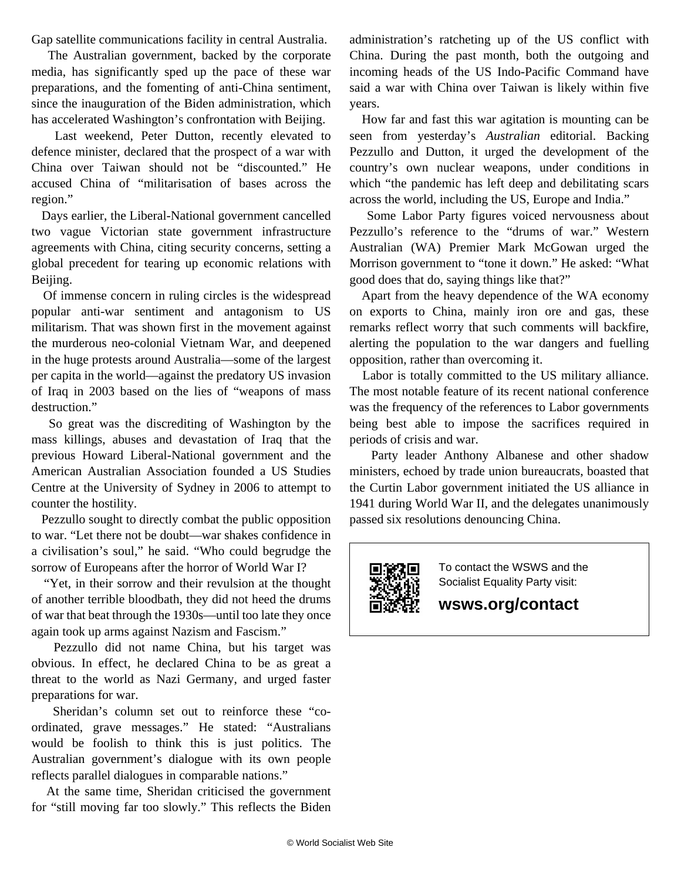Gap satellite communications facility in central Australia.

The Australian government, backed by the corporate media, has significantly sped up the pace of these war preparations, and the fomenting of anti-China sentiment, since the inauguration of the Biden administration, which has accelerated Washington's confrontation with Beijing.

Last weekend, Peter Dutton, recently elevated to defence minister, declared that the prospect of a war with China over Taiwan should not be "discounted." He accused China of "militarisation of bases across the region."

Days earlier, the Liberal-National government cancelled two vague Victorian state government infrastructure agreements with China, citing security concerns, setting a global precedent for tearing up economic relations with Beijing.

Of immense concern in ruling circles is the widespread popular anti-war sentiment and antagonism to US militarism. That was shown first in the movement against the murderous neo-colonial Vietnam War, and deepened in the huge protests around Australia—some of the largest per capita in the world—against the predatory US invasion of Iraq in 2003 based on the lies of "weapons of mass destruction."

So great was the discrediting of Washington by the mass killings, abuses and devastation of Iraq that the previous Howard Liberal-National government and the American Australian Association founded a US Studies Centre at the University of Sydney in 2006 to attempt to counter the hostility.

Pezzullo sought to directly combat the public opposition to war. "Let there not be doubt—war shakes confidence in a civilisation's soul," he said. "Who could begrudge the sorrow of Europeans after the horror of World War I?

"Yet, in their sorrow and their revulsion at the thought of another terrible bloodbath, they did not heed the drums of war that beat through the 1930s—until too late they once again took up arms against Nazism and Fascism."

Pezzullo did not name China, but his target was obvious. In effect, he declared China to be as great a threat to the world as Nazi Germany, and urged faster preparations for war.

Sheridan's column set out to reinforce these "co-ordinated, grave messages." He stated: "Australians would be foolish to think this is just politics. The Australian government's dialogue with its own people reflects parallel dialogues in comparable nations."

At the same time, Sheridan criticised the government for "still moving far too slowly." This reflects the Biden administration's ratcheting up of the US conflict with China. During the past month, both the outgoing and incoming heads of the US Indo-Pacific Command have said a war with China over Taiwan is likely within five years.

How far and fast this war agitation is mounting can be seen from yesterday's *Australian* editorial. Backing Pezzullo and Dutton, it urged the development of the country's own nuclear weapons, under conditions in which "the pandemic has left deep and debilitating scars across the world, including the US, Europe and India."

Some Labor Party figures voiced nervousness about Pezzullo's reference to the "drums of war." Western Australian (WA) Premier Mark McGowan urged the Morrison government to "tone it down." He asked: "What good does that do, saying things like that?"

Apart from the heavy dependence of the WA economy on exports to China, mainly iron ore and gas, these remarks reflect worry that such comments will backfire, alerting the population to the war dangers and fuelling opposition, rather than overcoming it.

Labor is totally committed to the US military alliance. The most notable feature of its recent national conference was the frequency of the references to Labor governments being best able to impose the sacrifices required in periods of crisis and war.

Party leader Anthony Albanese and other shadow ministers, echoed by trade union bureaucrats, boasted that the Curtin Labor government initiated the US alliance in 1941 during World War II, and the delegates unanimously passed six resolutions denouncing China.

To contact the WSWS and the Socialist Equality Party visit:

**wsws.org/contact**